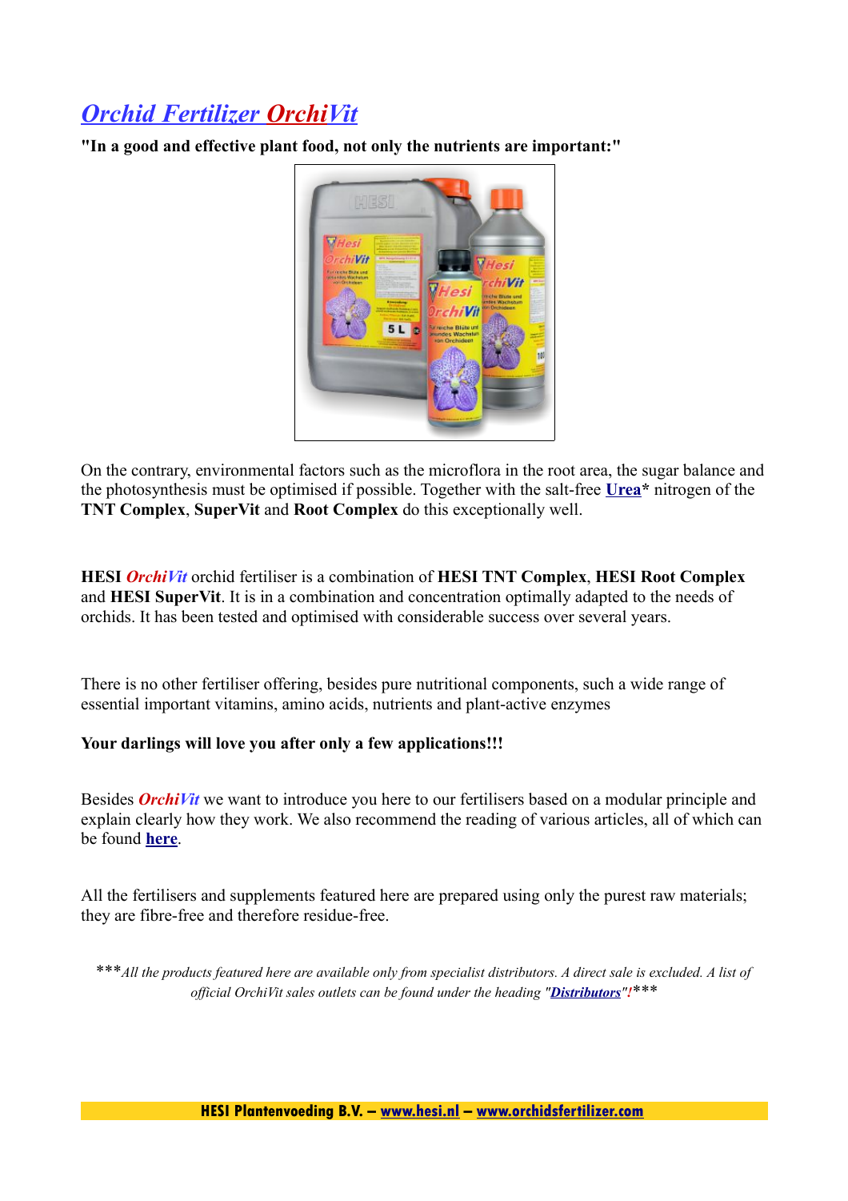# Orchid Fertilizer OrchiVit

**"In a good and effective plant food, not only the nutrients are important:"**

On the contrary, environmental factors such as the microflora in the root area, the sugar balance and the photosynthesis must be optimised if possible. Together with the salt-free **Urea*** nitrogen of the **TNT Complex**, **SuperVit** and **Root Complex** do this exceptionally well.

**HESI** ***OrchiVit*** orchid fertiliser is a combination of **HESI TNT Complex**, **HESI Root Complex** and **HESI SuperVit**. It is in a combination and concentration optimally adapted to the needs of orchids. It has been tested and optimised with considerable success over several years.

There is no other fertiliser offering, besides pure nutritional components, such a wide range of essential important vitamins, amino acids, nutrients and plant-active enzymes

**Your darlings will love you after only a few applications!!!**

Besides ***OrchiVit*** we want to introduce you here to our fertilisers based on a modular principle and explain clearly how they work. We also recommend the reading of various articles, all of which can be found **here**.

All the fertilisers and supplements featured here are prepared using only the purest raw materials; they are fibre-free and therefore residue-free.

****All the products featured here are available only from specialist distributors. A direct sale is excluded. A list of official OrchiVit sales outlets can be found under the heading "**Distributors**"!****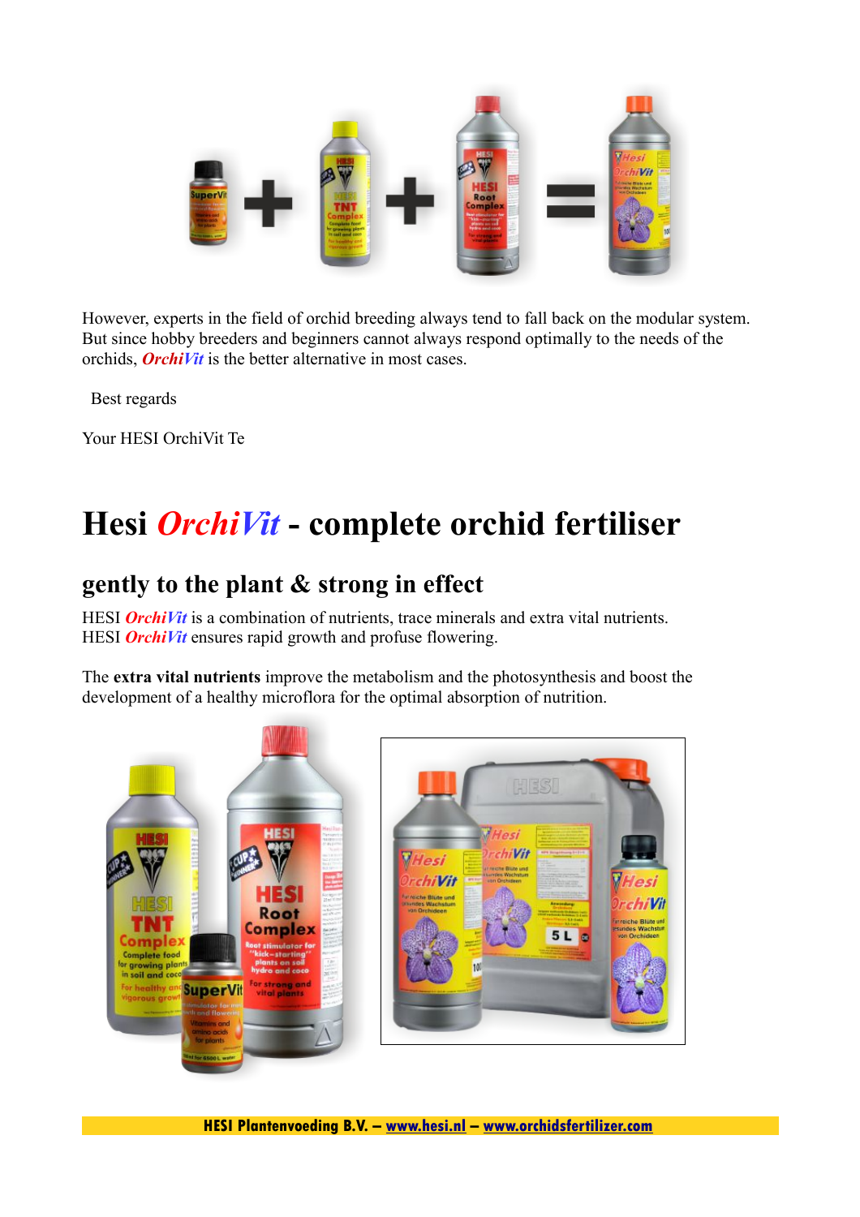However, experts in the field of orchid breeding always tend to fall back on the modular system. But since hobby breeders and beginners cannot always respond optimally to the needs of the orchids, ***OrchiVit*** is the better alternative in most cases.

Best regards

Your HESI OrchiVit Te

# Hesi *OrchiVit* - complete orchid fertiliser

## gently to the plant & strong in effect

HESI ***OrchiVit*** is a combination of nutrients, trace minerals and extra vital nutrients.
HESI ***OrchiVit*** ensures rapid growth and profuse flowering.

The **extra vital nutrients** improve the metabolism and the photosynthesis and boost the development of a healthy microflora for the optimal absorption of nutrition.

**HESI Plantenvoeding B.V. – www.hesi.nl – www.orchidsfertilizer.com**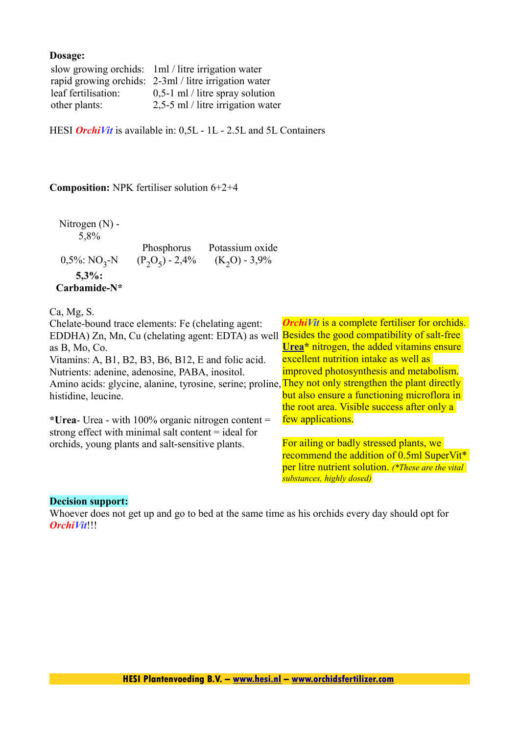**Dosage:**

| | |
|---|---|
| slow growing orchids: | 1ml / litre irrigation water |
| rapid growing orchids: | 2-3ml / litre irrigation water |
| leaf fertilisation: | 0,5-1 ml / litre spray solution |
| other plants: | 2,5-5 ml / litre irrigation water |

HESI ***OrchiVit*** is available in: 0,5L - 1L - 2.5L and 5L Containers

**Composition:** NPK fertiliser solution 6+2+4

| | | |
|---|---|---|
| Nitrogen (N) - 5,8% | | |
| 0,5%: $NO_3$-N | Phosphorus ($P_2O_5$) - 2,4% | Potassium oxide ($K_2O$) - 3,9% |
| **5,3%: Carbamide-N*** | | |

Ca, Mg, S.
Chelate-bound trace elements: Fe (chelating agent: EDDHA) Zn, Mn, Cu (chelating agent: EDTA) as well as B, Mo, Co.
Vitamins: A, B1, B2, B3, B6, B12, E and folic acid.
Nutrients: adenine, adenosine, PABA, inositol.
Amino acids: glycine, alanine, tyrosine, serine; proline, histidine, leucine.

***Urea**- Urea - with 100% organic nitrogen content = strong effect with minimal salt content = ideal for orchids, young plants and salt-sensitive plants.

***OrchiVit*** is a complete fertiliser for orchids. Besides the good compatibility of salt-free **Urea*** nitrogen, the added vitamins ensure excellent nutrition intake as well as improved photosynthesis and metabolism. They not only strengthen the plant directly but also ensure a functioning microflora in the root area. Visible success after only a few applications.

For ailing or badly stressed plants, we recommend the addition of 0.5ml SuperVit* per litre nutrient solution. *(*These are the vital substances, highly dosed)*

**Decision support:**
Whoever does not get up and go to bed at the same time as his orchids every day should opt for ***OrchiVit***!!!